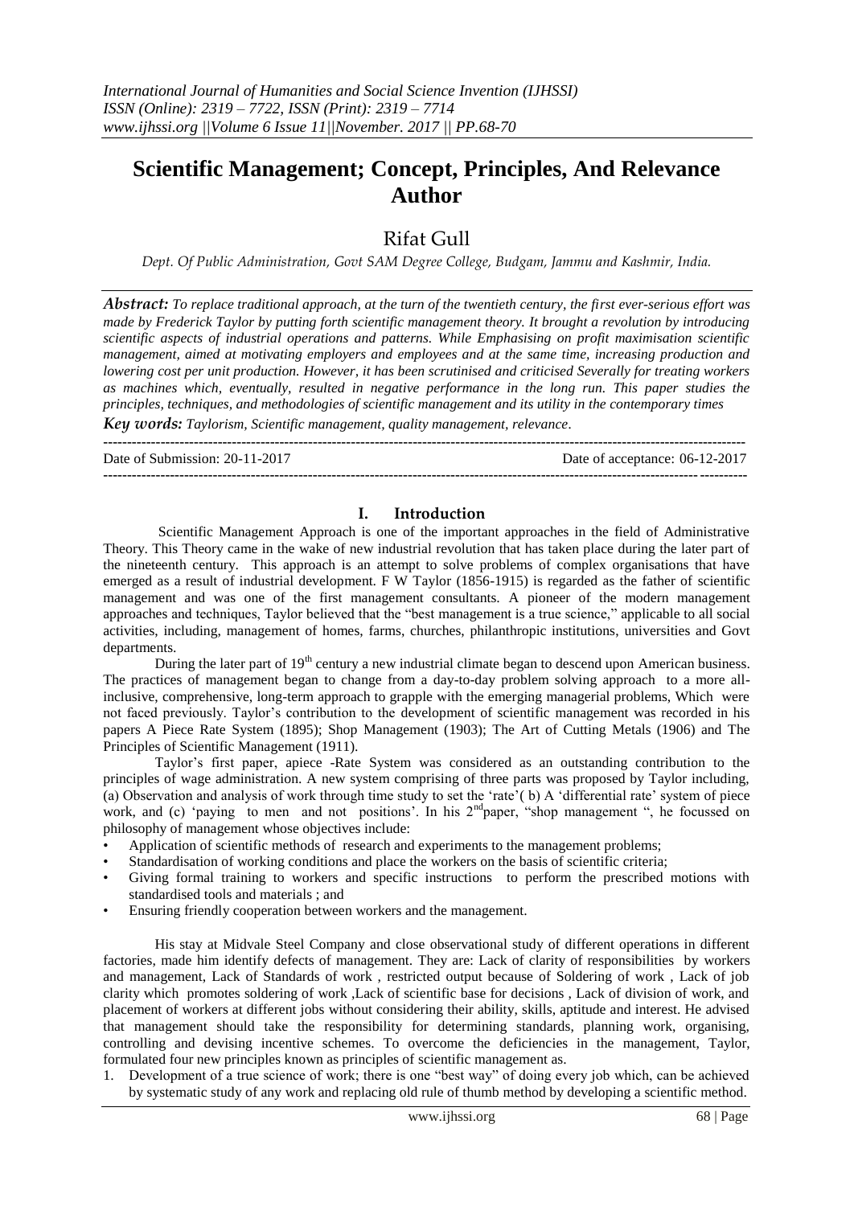# Scientific Management; Concept, Principles, And Relevance Author

## Rifat Gull

*Dept. Of Public Administration, Govt SAM Degree College, Budgam, Jammu and Kashmir, India.*

***Abstract:*** *To replace traditional approach, at the turn of the twentieth century, the first ever-serious effort was made by Frederick Taylor by putting forth scientific management theory. It brought a revolution by introducing scientific aspects of industrial operations and patterns. While Emphasising on profit maximisation scientific management, aimed at motivating employers and employees and at the same time, increasing production and lowering cost per unit production. However, it has been scrutinised and criticised Severally for treating workers as machines which, eventually, resulted in negative performance in the long run. This paper studies the principles, techniques, and methodologies of scientific management and its utility in the contemporary times*

***Key words:*** *Taylorism, Scientific management, quality management, relevance.*

---

Date of Submission: 20-11-2017 Date of acceptance: 06-12-2017

---

## I. Introduction

Scientific Management Approach is one of the important approaches in the field of Administrative Theory. This Theory came in the wake of new industrial revolution that has taken place during the later part of the nineteenth century. This approach is an attempt to solve problems of complex organisations that have emerged as a result of industrial development. F W Taylor (1856-1915) is regarded as the father of scientific management and was one of the first management consultants. A pioneer of the modern management approaches and techniques, Taylor believed that the "best management is a true science," applicable to all social activities, including, management of homes, farms, churches, philanthropic institutions, universities and Govt departments.

During the later part of 19th century a new industrial climate began to descend upon American business. The practices of management began to change from a day-to-day problem solving approach to a more all-inclusive, comprehensive, long-term approach to grapple with the emerging managerial problems, Which were not faced previously. Taylor's contribution to the development of scientific management was recorded in his papers A Piece Rate System (1895); Shop Management (1903); The Art of Cutting Metals (1906) and The Principles of Scientific Management (1911).

Taylor's first paper, apiece -Rate System was considered as an outstanding contribution to the principles of wage administration. A new system comprising of three parts was proposed by Taylor including, (a) Observation and analysis of work through time study to set the 'rate'( b) A 'differential rate' system of piece work, and (c) 'paying to men and not positions'. In his 2nd paper, "shop management ", he focussed on philosophy of management whose objectives include:

- Application of scientific methods of research and experiments to the management problems;
- Standardisation of working conditions and place the workers on the basis of scientific criteria;
- Giving formal training to workers and specific instructions to perform the prescribed motions with standardised tools and materials ; and
- Ensuring friendly cooperation between workers and the management.

His stay at Midvale Steel Company and close observational study of different operations in different factories, made him identify defects of management. They are: Lack of clarity of responsibilities by workers and management, Lack of Standards of work , restricted output because of Soldering of work , Lack of job clarity which promotes soldering of work ,Lack of scientific base for decisions , Lack of division of work, and placement of workers at different jobs without considering their ability, skills, aptitude and interest. He advised that management should take the responsibility for determining standards, planning work, organising, controlling and devising incentive schemes. To overcome the deficiencies in the management, Taylor, formulated four new principles known as principles of scientific management as.

1. Development of a true science of work; there is one "best way" of doing every job which, can be achieved by systematic study of any work and replacing old rule of thumb method by developing a scientific method.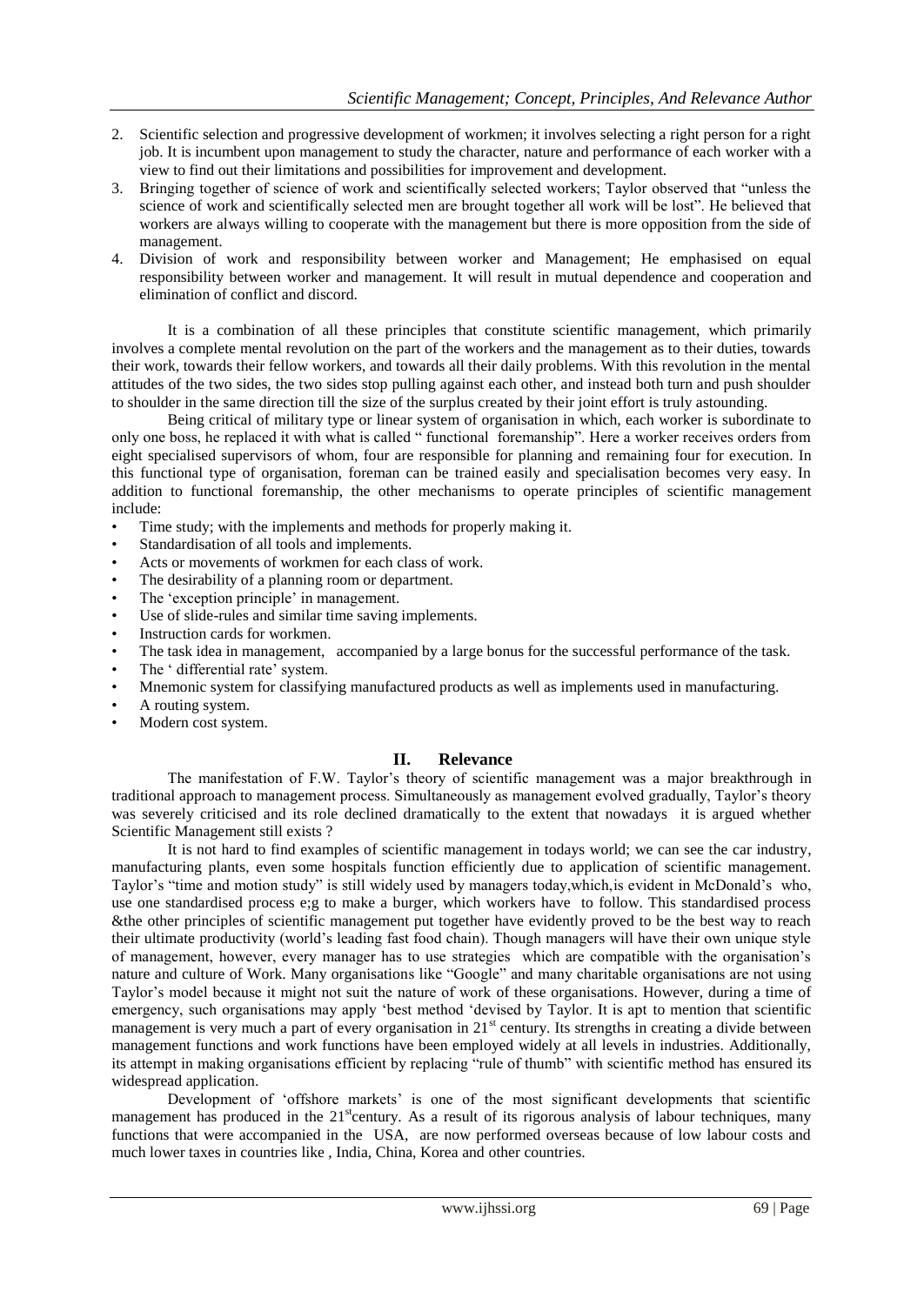2. Scientific selection and progressive development of workmen; it involves selecting a right person for a right job. It is incumbent upon management to study the character, nature and performance of each worker with a view to find out their limitations and possibilities for improvement and development.
3. Bringing together of science of work and scientifically selected workers; Taylor observed that "unless the science of work and scientifically selected men are brought together all work will be lost". He believed that workers are always willing to cooperate with the management but there is more opposition from the side of management.
4. Division of work and responsibility between worker and Management; He emphasised on equal responsibility between worker and management. It will result in mutual dependence and cooperation and elimination of conflict and discord.

It is a combination of all these principles that constitute scientific management, which primarily involves a complete mental revolution on the part of the workers and the management as to their duties, towards their work, towards their fellow workers, and towards all their daily problems. With this revolution in the mental attitudes of the two sides, the two sides stop pulling against each other, and instead both turn and push shoulder to shoulder in the same direction till the size of the surplus created by their joint effort is truly astounding.

Being critical of military type or linear system of organisation in which, each worker is subordinate to only one boss, he replaced it with what is called " functional foremanship". Here a worker receives orders from eight specialised supervisors of whom, four are responsible for planning and remaining four for execution. In this functional type of organisation, foreman can be trained easily and specialisation becomes very easy. In addition to functional foremanship, the other mechanisms to operate principles of scientific management include:

- Time study; with the implements and methods for properly making it.
- Standardisation of all tools and implements.
- Acts or movements of workmen for each class of work.
- The desirability of a planning room or department.
- The 'exception principle' in management.
- Use of slide-rules and similar time saving implements.
- Instruction cards for workmen.
- The task idea in management, accompanied by a large bonus for the successful performance of the task.
- The ' differential rate' system.
- Mnemonic system for classifying manufactured products as well as implements used in manufacturing.
- A routing system.
- Modern cost system.

## II. Relevance

The manifestation of F.W. Taylor's theory of scientific management was a major breakthrough in traditional approach to management process. Simultaneously as management evolved gradually, Taylor's theory was severely criticised and its role declined dramatically to the extent that nowadays it is argued whether Scientific Management still exists ?

It is not hard to find examples of scientific management in todays world; we can see the car industry, manufacturing plants, even some hospitals function efficiently due to application of scientific management. Taylor's "time and motion study" is still widely used by managers today,which,is evident in McDonald's who, use one standardised process e;g to make a burger, which workers have to follow. This standardised process &the other principles of scientific management put together have evidently proved to be the best way to reach their ultimate productivity (world's leading fast food chain). Though managers will have their own unique style of management, however, every manager has to use strategies which are compatible with the organisation's nature and culture of Work. Many organisations like "Google" and many charitable organisations are not using Taylor's model because it might not suit the nature of work of these organisations. However, during a time of emergency, such organisations may apply 'best method 'devised by Taylor. It is apt to mention that scientific management is very much a part of every organisation in 21st century. Its strengths in creating a divide between management functions and work functions have been employed widely at all levels in industries. Additionally, its attempt in making organisations efficient by replacing "rule of thumb" with scientific method has ensured its widespread application.

Development of 'offshore markets' is one of the most significant developments that scientific management has produced in the 21stcentury. As a result of its rigorous analysis of labour techniques, many functions that were accompanied in the USA, are now performed overseas because of low labour costs and much lower taxes in countries like , India, China, Korea and other countries.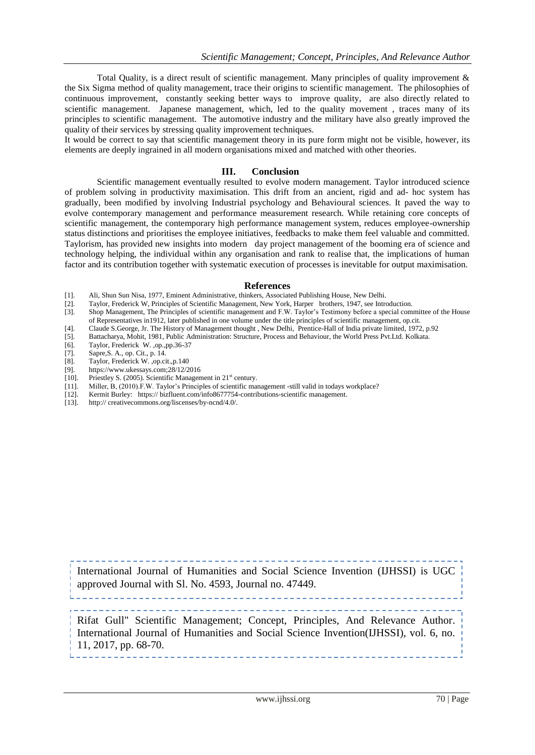Total Quality, is a direct result of scientific management. Many principles of quality improvement & the Six Sigma method of quality management, trace their origins to scientific management. The philosophies of continuous improvement, constantly seeking better ways to improve quality, are also directly related to scientific management. Japanese management, which, led to the quality movement , traces many of its principles to scientific management. The automotive industry and the military have also greatly improved the quality of their services by stressing quality improvement techniques.

It would be correct to say that scientific management theory in its pure form might not be visible, however, its elements are deeply ingrained in all modern organisations mixed and matched with other theories.

## III. Conclusion

Scientific management eventually resulted to evolve modern management. Taylor introduced science of problem solving in productivity maximisation. This drift from an ancient, rigid and ad- hoc system has gradually, been modified by involving Industrial psychology and Behavioural sciences. It paved the way to evolve contemporary management and performance measurement research. While retaining core concepts of scientific management, the contemporary high performance management system, reduces employee-ownership status distinctions and prioritises the employee initiatives, feedbacks to make them feel valuable and committed. Taylorism, has provided new insights into modern day project management of the booming era of science and technology helping, the individual within any organisation and rank to realise that, the implications of human factor and its contribution together with systematic execution of processes is inevitable for output maximisation.

## References

[1]. Ali, Shun Sun Nisa, 1977, Eminent Administrative, thinkers, Associated Publishing House, New Delhi.
[2]. Taylor, Frederick W, Principles of Scientific Management, New York, Harper brothers, 1947, see Introduction.
[3]. Shop Management, The Principles of scientific management and F.W. Taylor's Testimony before a special committee of the House of Representatives in1912, later published in one volume under the title principles of scientific management, op.cit.
[4]. Claude S.George, Jr. The History of Management thought , New Delhi, Prentice-Hall of India private limited, 1972, p.92
[5]. Battacharya, Mohit, 1981, Public Administration: Structure, Process and Behaviour, the World Press Pvt.Ltd. Kolkata.
[6]. Taylor, Frederick W. ,op.,pp.36-37
[7]. Sapre,S. A., op. Cit., p. 14.
[8]. Taylor, Frederick W. ,op.cit.,p.140
[9]. https://www.ukessays.com;28/12/2016
[10]. Priestley S. (2005). Scientific Management in 21st century.
[11]. Miller, B, (2010).F.W. Taylor's Principles of scientific management -still valid in todays workplace?
[12]. Kermit Burley: https:// bizfluent.com/info8677754-contributions-scientific management.
[13]. http:// creativecommons.org/liscenses/by-ncnd/4.0/.

International Journal of Humanities and Social Science Invention (IJHSSI) is UGC approved Journal with Sl. No. 4593, Journal no. 47449.

Rifat Gull" Scientific Management; Concept, Principles, And Relevance Author. International Journal of Humanities and Social Science Invention(IJHSSI), vol. 6, no. 11, 2017, pp. 68-70.